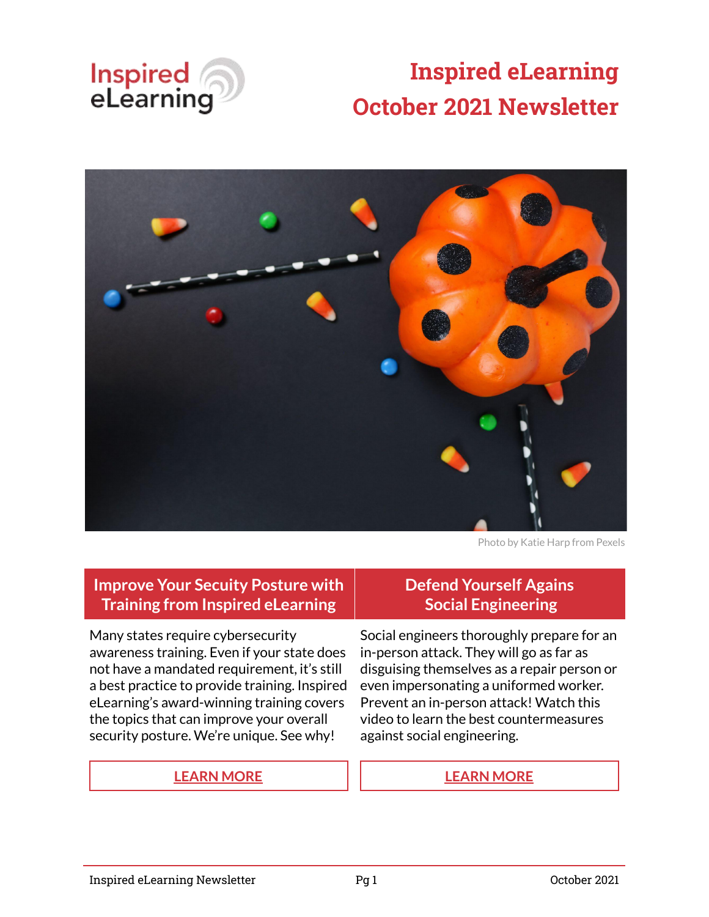# Inspired eLearning October 2021 Newsletter

Photo by Katie Harp from Pexels

## Improve Your Secuity Posture with Training from Inspired eLearning

Many states require cybersecurity awareness training. Even if your state does not have a mandated requirement, it's still a best practice to provide training. Inspired eLearning's award-winning training covers the topics that can improve your overall security posture. We're unique. See why!

LEARN MORE

## Defend Yourself Agains Social Engineering

Social engineers thoroughly prepare for an in-person attack. They will go as far as disguising themselves as a repair person or even impersonating a uniformed worker. Prevent an in-person attack! Watch this video to learn the best countermeasures against social engineering.

LEARN MORE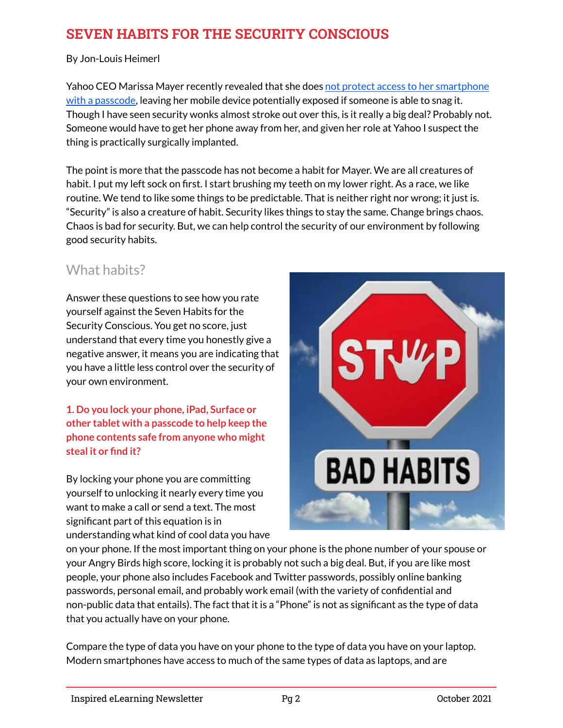# SEVEN HABITS FOR THE SECURITY CONSCIOUS

By Jon-Louis Heimerl

Yahoo CEO Marissa Mayer recently revealed that she does [not protect access to her smartphone with a passcode](), leaving her mobile device potentially exposed if someone is able to snag it. Though I have seen security wonks almost stroke out over this, is it really a big deal? Probably not. Someone would have to get her phone away from her, and given her role at Yahoo I suspect the thing is practically surgically implanted.

The point is more that the passcode has not become a habit for Mayer. We are all creatures of habit. I put my left sock on first. I start brushing my teeth on my lower right. As a race, we like routine. We tend to like some things to be predictable. That is neither right nor wrong; it just is. "Security" is also a creature of habit. Security likes things to stay the same. Change brings chaos. Chaos is bad for security. But, we can help control the security of our environment by following good security habits.

## What habits?

Answer these questions to see how you rate yourself against the Seven Habits for the Security Conscious. You get no score, just understand that every time you honestly give a negative answer, it means you are indicating that you have a little less control over the security of your own environment.

### 1. Do you lock your phone, iPad, Surface or other tablet with a passcode to help keep the phone contents safe from anyone who might steal it or find it?

By locking your phone you are committing yourself to unlocking it nearly every time you want to make a call or send a text. The most significant part of this equation is in understanding what kind of cool data you have on your phone. If the most important thing on your phone is the phone number of your spouse or your Angry Birds high score, locking it is probably not such a big deal. But, if you are like most people, your phone also includes Facebook and Twitter passwords, possibly online banking passwords, personal email, and probably work email (with the variety of confidential and non-public data that entails). The fact that it is a "Phone" is not as significant as the type of data that you actually have on your phone.

Compare the type of data you have on your phone to the type of data you have on your laptop. Modern smartphones have access to much of the same types of data as laptops, and are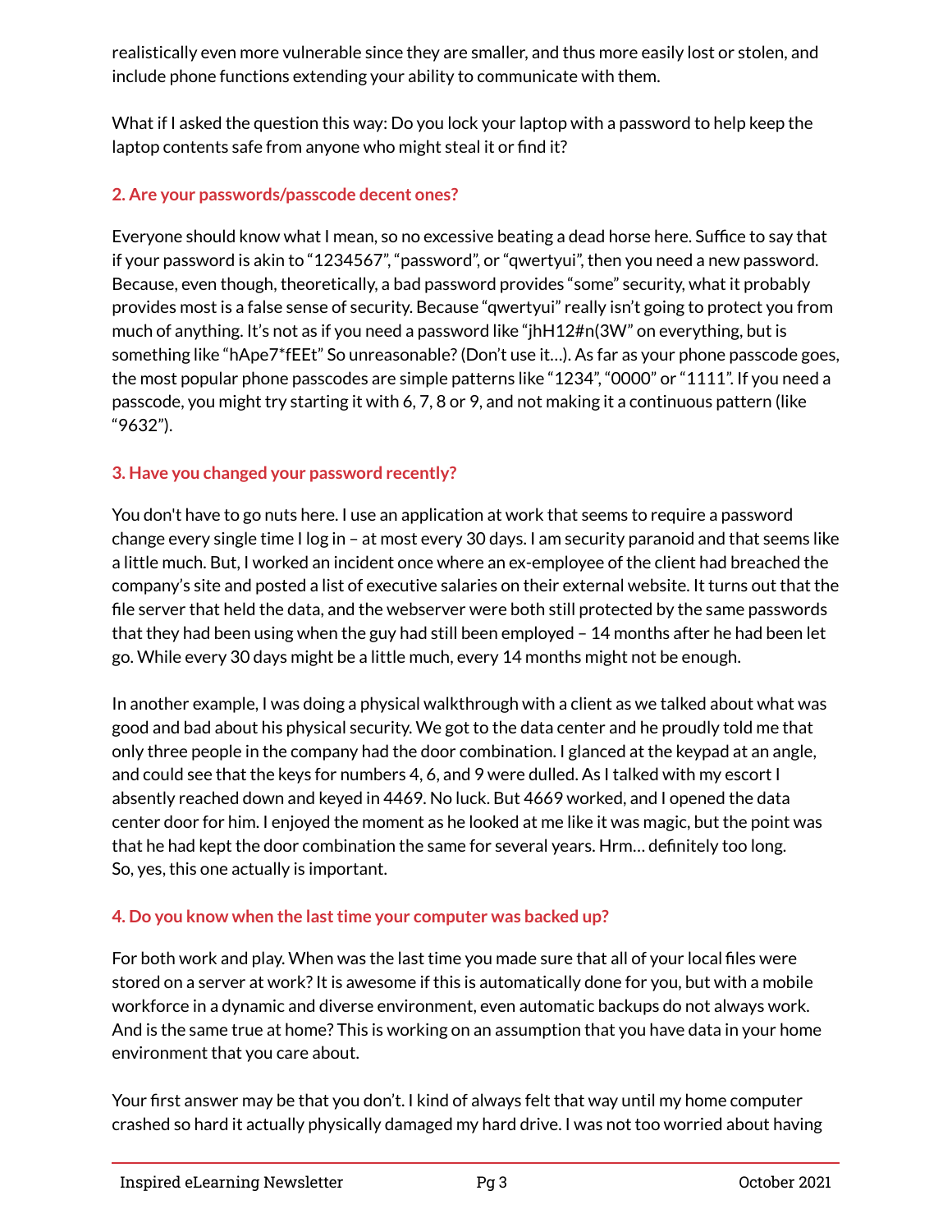realistically even more vulnerable since they are smaller, and thus more easily lost or stolen, and include phone functions extending your ability to communicate with them.

What if I asked the question this way: Do you lock your laptop with a password to help keep the laptop contents safe from anyone who might steal it or find it?

### 2. Are your passwords/passcode decent ones?

Everyone should know what I mean, so no excessive beating a dead horse here. Suffice to say that if your password is akin to "1234567", "password", or "qwertyui", then you need a new password. Because, even though, theoretically, a bad password provides "some" security, what it probably provides most is a false sense of security. Because "qwertyui" really isn't going to protect you from much of anything. It's not as if you need a password like "jhH12#n(3W" on everything, but is something like "hApe7*fEEt" So unreasonable? (Don't use it…). As far as your phone passcode goes, the most popular phone passcodes are simple patterns like "1234", "0000" or "1111". If you need a passcode, you might try starting it with 6, 7, 8 or 9, and not making it a continuous pattern (like "9632").

### 3. Have you changed your password recently?

You don't have to go nuts here. I use an application at work that seems to require a password change every single time I log in – at most every 30 days. I am security paranoid and that seems like a little much. But, I worked an incident once where an ex-employee of the client had breached the company's site and posted a list of executive salaries on their external website. It turns out that the file server that held the data, and the webserver were both still protected by the same passwords that they had been using when the guy had still been employed – 14 months after he had been let go. While every 30 days might be a little much, every 14 months might not be enough.

In another example, I was doing a physical walkthrough with a client as we talked about what was good and bad about his physical security. We got to the data center and he proudly told me that only three people in the company had the door combination. I glanced at the keypad at an angle, and could see that the keys for numbers 4, 6, and 9 were dulled. As I talked with my escort I absently reached down and keyed in 4469. No luck. But 4669 worked, and I opened the data center door for him. I enjoyed the moment as he looked at me like it was magic, but the point was that he had kept the door combination the same for several years. Hrm… definitely too long. So, yes, this one actually is important.

### 4. Do you know when the last time your computer was backed up?

For both work and play. When was the last time you made sure that all of your local files were stored on a server at work? It is awesome if this is automatically done for you, but with a mobile workforce in a dynamic and diverse environment, even automatic backups do not always work. And is the same true at home? This is working on an assumption that you have data in your home environment that you care about.

Your first answer may be that you don't. I kind of always felt that way until my home computer crashed so hard it actually physically damaged my hard drive. I was not too worried about having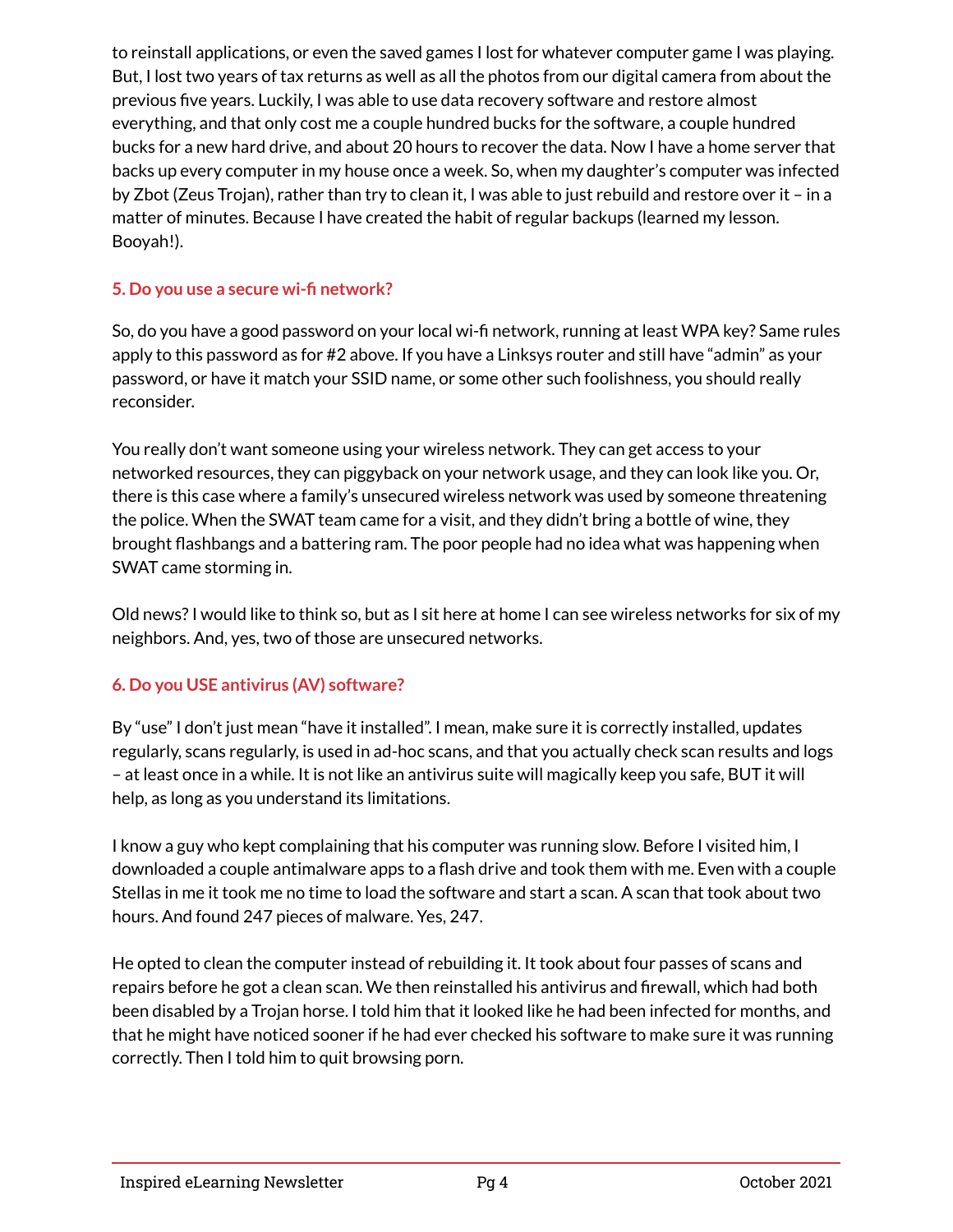to reinstall applications, or even the saved games I lost for whatever computer game I was playing. But, I lost two years of tax returns as well as all the photos from our digital camera from about the previous five years. Luckily, I was able to use data recovery software and restore almost everything, and that only cost me a couple hundred bucks for the software, a couple hundred bucks for a new hard drive, and about 20 hours to recover the data. Now I have a home server that backs up every computer in my house once a week. So, when my daughter's computer was infected by Zbot (Zeus Trojan), rather than try to clean it, I was able to just rebuild and restore over it – in a matter of minutes. Because I have created the habit of regular backups (learned my lesson. Booyah!).

### 5. Do you use a secure wi-fi network?

So, do you have a good password on your local wi-fi network, running at least WPA key? Same rules apply to this password as for #2 above. If you have a Linksys router and still have "admin" as your password, or have it match your SSID name, or some other such foolishness, you should really reconsider.

You really don't want someone using your wireless network. They can get access to your networked resources, they can piggyback on your network usage, and they can look like you. Or, there is this case where a family's unsecured wireless network was used by someone threatening the police. When the SWAT team came for a visit, and they didn't bring a bottle of wine, they brought flashbangs and a battering ram. The poor people had no idea what was happening when SWAT came storming in.

Old news? I would like to think so, but as I sit here at home I can see wireless networks for six of my neighbors. And, yes, two of those are unsecured networks.

### 6. Do you USE antivirus (AV) software?

By "use" I don't just mean "have it installed". I mean, make sure it is correctly installed, updates regularly, scans regularly, is used in ad-hoc scans, and that you actually check scan results and logs – at least once in a while. It is not like an antivirus suite will magically keep you safe, BUT it will help, as long as you understand its limitations.

I know a guy who kept complaining that his computer was running slow. Before I visited him, I downloaded a couple antimalware apps to a flash drive and took them with me. Even with a couple Stellas in me it took me no time to load the software and start a scan. A scan that took about two hours. And found 247 pieces of malware. Yes, 247.

He opted to clean the computer instead of rebuilding it. It took about four passes of scans and repairs before he got a clean scan. We then reinstalled his antivirus and firewall, which had both been disabled by a Trojan horse. I told him that it looked like he had been infected for months, and that he might have noticed sooner if he had ever checked his software to make sure it was running correctly. Then I told him to quit browsing porn.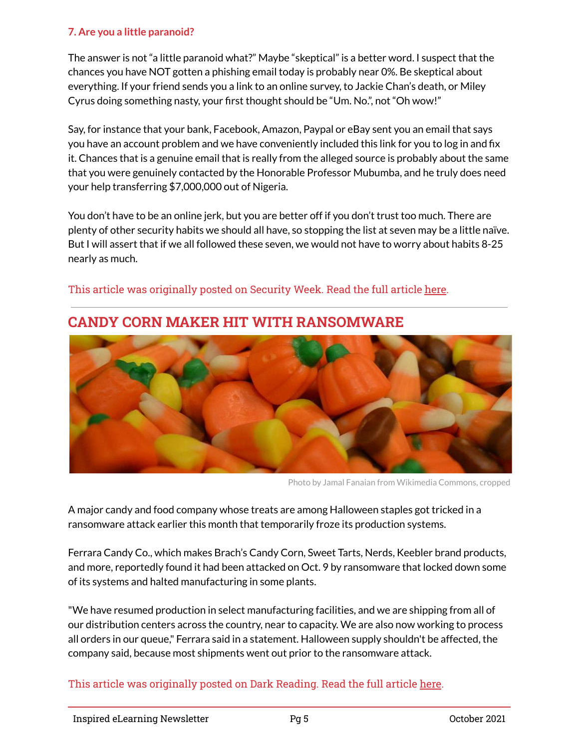### 7. Are you a little paranoid?

The answer is not "a little paranoid what?" Maybe "skeptical" is a better word. I suspect that the chances you have NOT gotten a phishing email today is probably near 0%. Be skeptical about everything. If your friend sends you a link to an online survey, to Jackie Chan's death, or Miley Cyrus doing something nasty, your first thought should be "Um. No.", not "Oh wow!"

Say, for instance that your bank, Facebook, Amazon, Paypal or eBay sent you an email that says you have an account problem and we have conveniently included this link for you to log in and fix it. Chances that is a genuine email that is really from the alleged source is probably about the same that you were genuinely contacted by the Honorable Professor Mubumba, and he truly does need your help transferring $7,000,000 out of Nigeria.

You don't have to be an online jerk, but you are better off if you don't trust too much. There are plenty of other security habits we should all have, so stopping the list at seven may be a little naïve. But I will assert that if we all followed these seven, we would not have to worry about habits 8-25 nearly as much.

This article was originally posted on Security Week. Read the full article here.

---

## CANDY CORN MAKER HIT WITH RANSOMWARE

Photo by Jamal Fanaian from Wikimedia Commons, cropped

A major candy and food company whose treats are among Halloween staples got tricked in a ransomware attack earlier this month that temporarily froze its production systems.

Ferrara Candy Co., which makes Brach's Candy Corn, Sweet Tarts, Nerds, Keebler brand products, and more, reportedly found it had been attacked on Oct. 9 by ransomware that locked down some of its systems and halted manufacturing in some plants.

"We have resumed production in select manufacturing facilities, and we are shipping from all of our distribution centers across the country, near to capacity. We are also now working to process all orders in our queue," Ferrara said in a statement. Halloween supply shouldn't be affected, the company said, because most shipments went out prior to the ransomware attack.

This article was originally posted on Dark Reading. Read the full article here.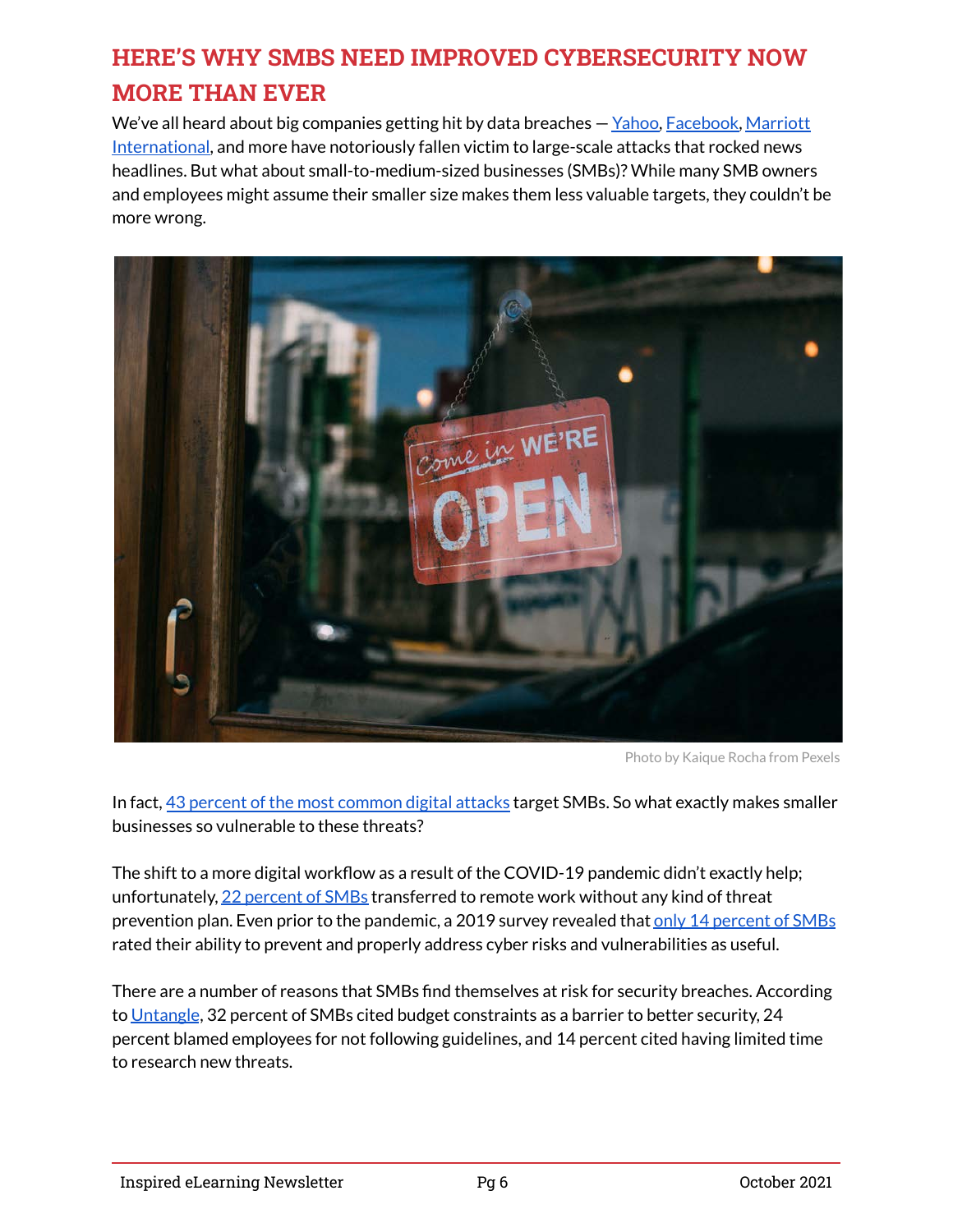# HERE'S WHY SMBS NEED IMPROVED CYBERSECURITY NOW MORE THAN EVER

We've all heard about big companies getting hit by data breaches — Yahoo, Facebook, Marriott International, and more have notoriously fallen victim to large-scale attacks that rocked news headlines. But what about small-to-medium-sized businesses (SMBs)? While many SMB owners and employees might assume their smaller size makes them less valuable targets, they couldn't be more wrong.

Photo by Kaique Rocha from Pexels

In fact, 43 percent of the most common digital attacks target SMBs. So what exactly makes smaller businesses so vulnerable to these threats?

The shift to a more digital workflow as a result of the COVID-19 pandemic didn't exactly help; unfortunately, 22 percent of SMBs transferred to remote work without any kind of threat prevention plan. Even prior to the pandemic, a 2019 survey revealed that only 14 percent of SMBs rated their ability to prevent and properly address cyber risks and vulnerabilities as useful.

There are a number of reasons that SMBs find themselves at risk for security breaches. According to Untangle, 32 percent of SMBs cited budget constraints as a barrier to better security, 24 percent blamed employees for not following guidelines, and 14 percent cited having limited time to research new threats.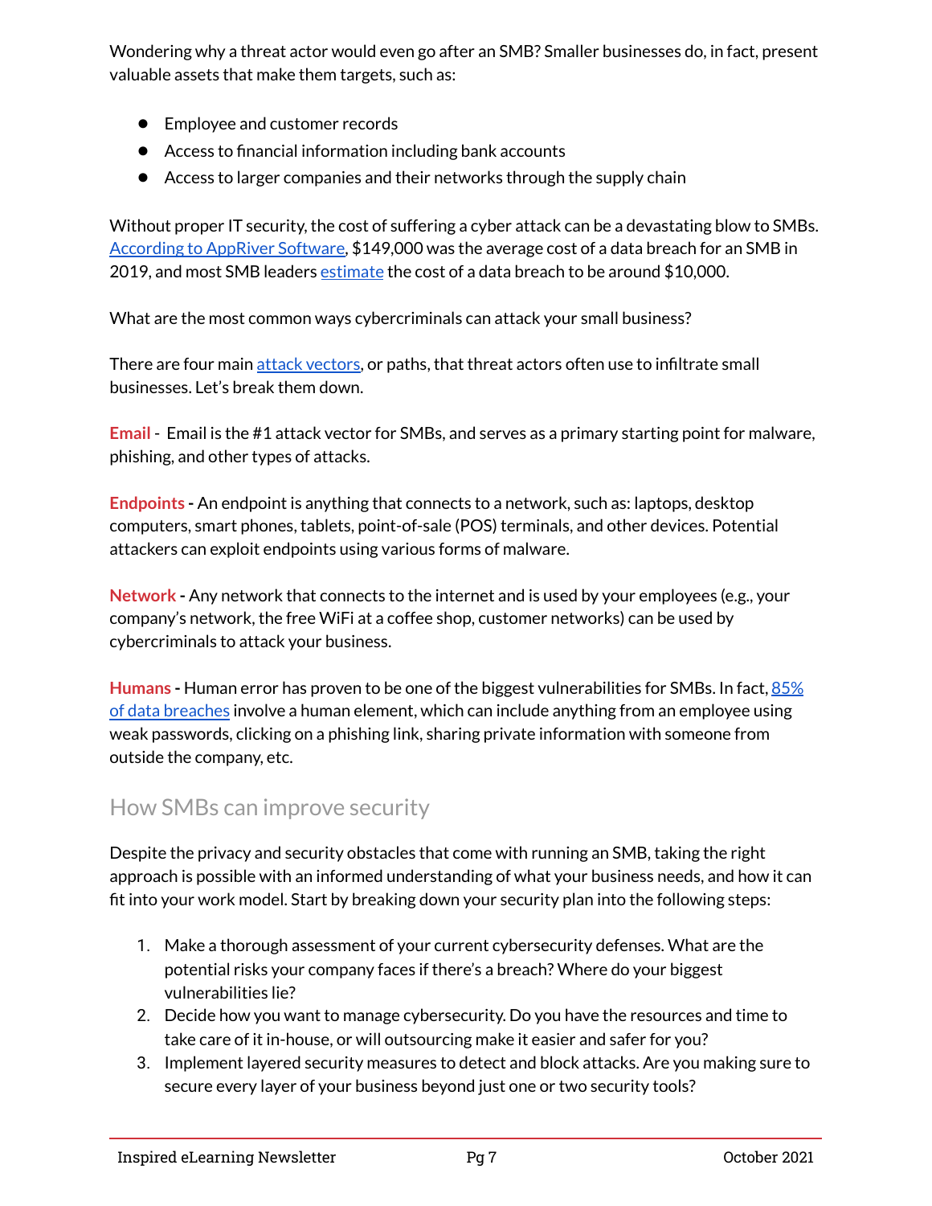Wondering why a threat actor would even go after an SMB? Smaller businesses do, in fact, present valuable assets that make them targets, such as:

- Employee and customer records
- Access to financial information including bank accounts
- Access to larger companies and their networks through the supply chain

Without proper IT security, the cost of suffering a cyber attack can be a devastating blow to SMBs. According to AppRiver Software, $149,000 was the average cost of a data breach for an SMB in 2019, and most SMB leaders estimate the cost of a data breach to be around $10,000.

What are the most common ways cybercriminals can attack your small business?

There are four main attack vectors, or paths, that threat actors often use to infiltrate small businesses. Let's break them down.

**Email** - Email is the #1 attack vector for SMBs, and serves as a primary starting point for malware, phishing, and other types of attacks.

**Endpoints** - An endpoint is anything that connects to a network, such as: laptops, desktop computers, smart phones, tablets, point-of-sale (POS) terminals, and other devices. Potential attackers can exploit endpoints using various forms of malware.

**Network** - Any network that connects to the internet and is used by your employees (e.g., your company's network, the free WiFi at a coffee shop, customer networks) can be used by cybercriminals to attack your business.

**Humans** - Human error has proven to be one of the biggest vulnerabilities for SMBs. In fact, 85% of data breaches involve a human element, which can include anything from an employee using weak passwords, clicking on a phishing link, sharing private information with someone from outside the company, etc.

## How SMBs can improve security

Despite the privacy and security obstacles that come with running an SMB, taking the right approach is possible with an informed understanding of what your business needs, and how it can fit into your work model. Start by breaking down your security plan into the following steps:

1. Make a thorough assessment of your current cybersecurity defenses. What are the potential risks your company faces if there's a breach? Where do your biggest vulnerabilities lie?
2. Decide how you want to manage cybersecurity. Do you have the resources and time to take care of it in-house, or will outsourcing make it easier and safer for you?
3. Implement layered security measures to detect and block attacks. Are you making sure to secure every layer of your business beyond just one or two security tools?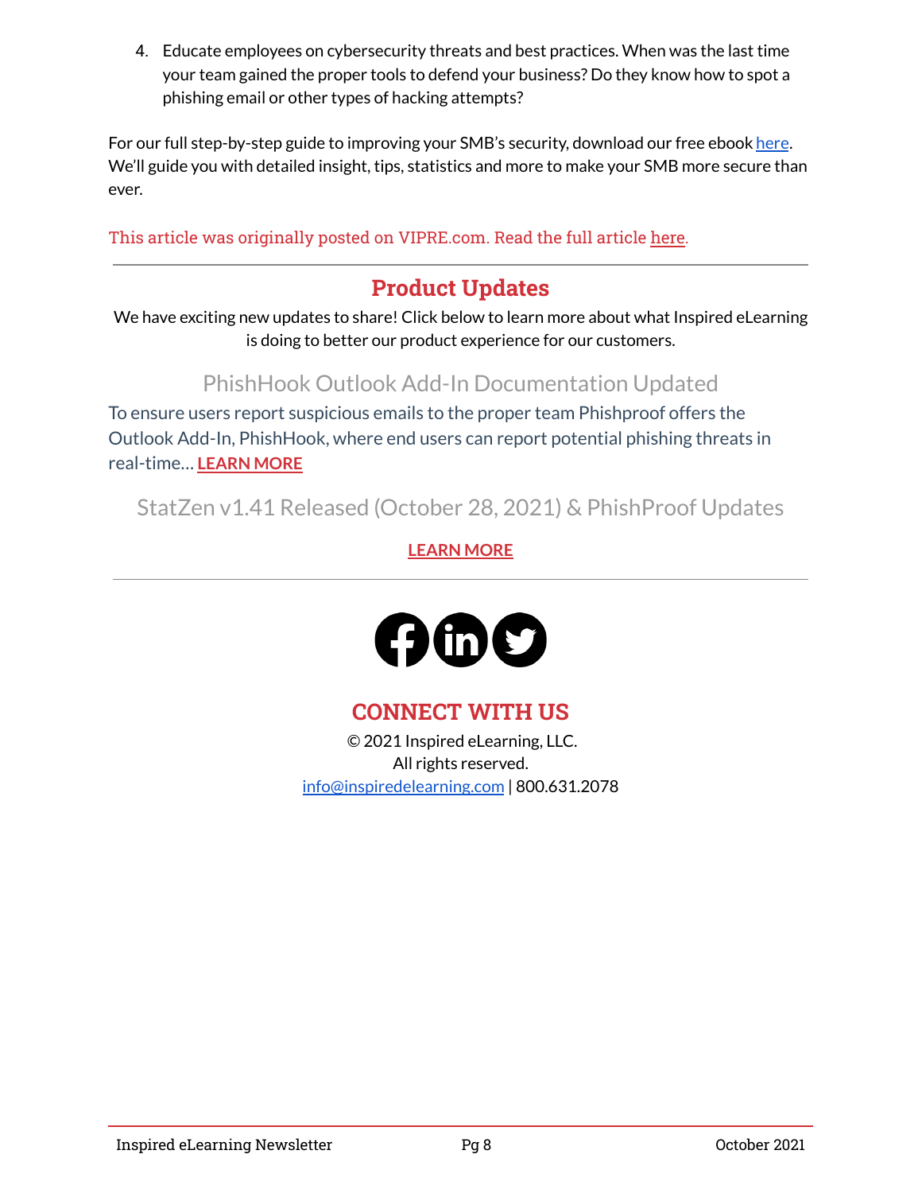4. Educate employees on cybersecurity threats and best practices. When was the last time your team gained the proper tools to defend your business? Do they know how to spot a phishing email or other types of hacking attempts?

For our full step-by-step guide to improving your SMB's security, download our free ebook here. We'll guide you with detailed insight, tips, statistics and more to make your SMB more secure than ever.

This article was originally posted on VIPRE.com. Read the full article here.

---

## Product Updates

We have exciting new updates to share! Click below to learn more about what Inspired eLearning is doing to better our product experience for our customers.

### PhishHook Outlook Add-In Documentation Updated

To ensure users report suspicious emails to the proper team Phishproof offers the Outlook Add-In, PhishHook, where end users can report potential phishing threats in real-time... **LEARN MORE**

### StatZen v1.41 Released (October 28, 2021) & PhishProof Updates

**LEARN MORE**

---

## CONNECT WITH US

© 2021 Inspired eLearning, LLC.
All rights reserved.
info@inspiredelearning.com | 800.631.2078